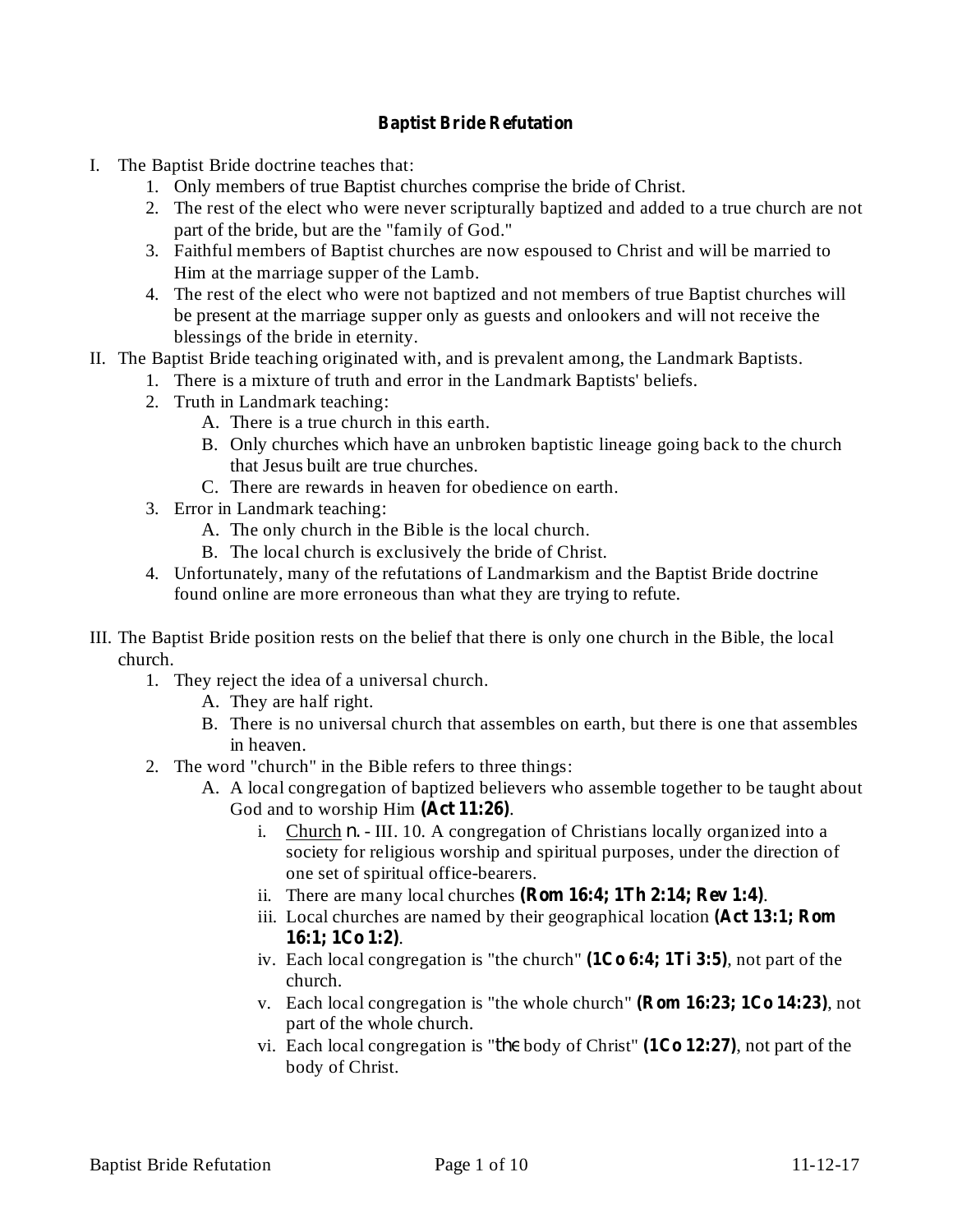# Baptist Bride Refutation

I. The Baptist Bride doctrine teaches that:
   1. Only members of true Baptist churches comprise the bride of Christ.
   2. The rest of the elect who were never scripturally baptized and added to a true church are not part of the bride, but are the "family of God."
   3. Faithful members of Baptist churches are now espoused to Christ and will be married to Him at the marriage supper of the Lamb.
   4. The rest of the elect who were not baptized and not members of true Baptist churches will be present at the marriage supper only as guests and onlookers and will not receive the blessings of the bride in eternity.

II. The Baptist Bride teaching originated with, and is prevalent among, the Landmark Baptists.
   1. There is a mixture of truth and error in the Landmark Baptists' beliefs.
   2. Truth in Landmark teaching:
      - A. There is a true church in this earth.
      - B. Only churches which have an unbroken baptistic lineage going back to the church that Jesus built are true churches.
      - C. There are rewards in heaven for obedience on earth.
   3. Error in Landmark teaching:
      - A. The only church in the Bible is the local church.
      - B. The local church is exclusively the bride of Christ.
   4. Unfortunately, many of the refutations of Landmarkism and the Baptist Bride doctrine found online are more erroneous than what they are trying to refute.

III. The Baptist Bride position rests on the belief that there is only one church in the Bible, the local church.
   1. They reject the idea of a universal church.
      - A. They are half right.
      - B. There is no universal church that assembles on earth, but there is one that assembles in heaven.
   2. The word "church" in the Bible refers to three things:
      - A. A local congregation of baptized believers who assemble together to be taught about God and to worship Him **(Act 11:26)**.
         - i. Church *n.* - III. 10. A congregation of Christians locally organized into a society for religious worship and spiritual purposes, under the direction of one set of spiritual office-bearers.
         - ii. There are many local churches **(Rom 16:4; 1Th 2:14; Rev 1:4)**.
         - iii. Local churches are named by their geographical location **(Act 13:1; Rom 16:1; 1Co 1:2)**.
         - iv. Each local congregation is "the church" **(1Co 6:4; 1Ti 3:5)**, not part of the church.
         - v. Each local congregation is "the whole church" **(Rom 16:23; 1Co 14:23)**, not part of the whole church.
         - vi. Each local congregation is "*the* body of Christ" **(1Co 12:27)**, not part of the body of Christ.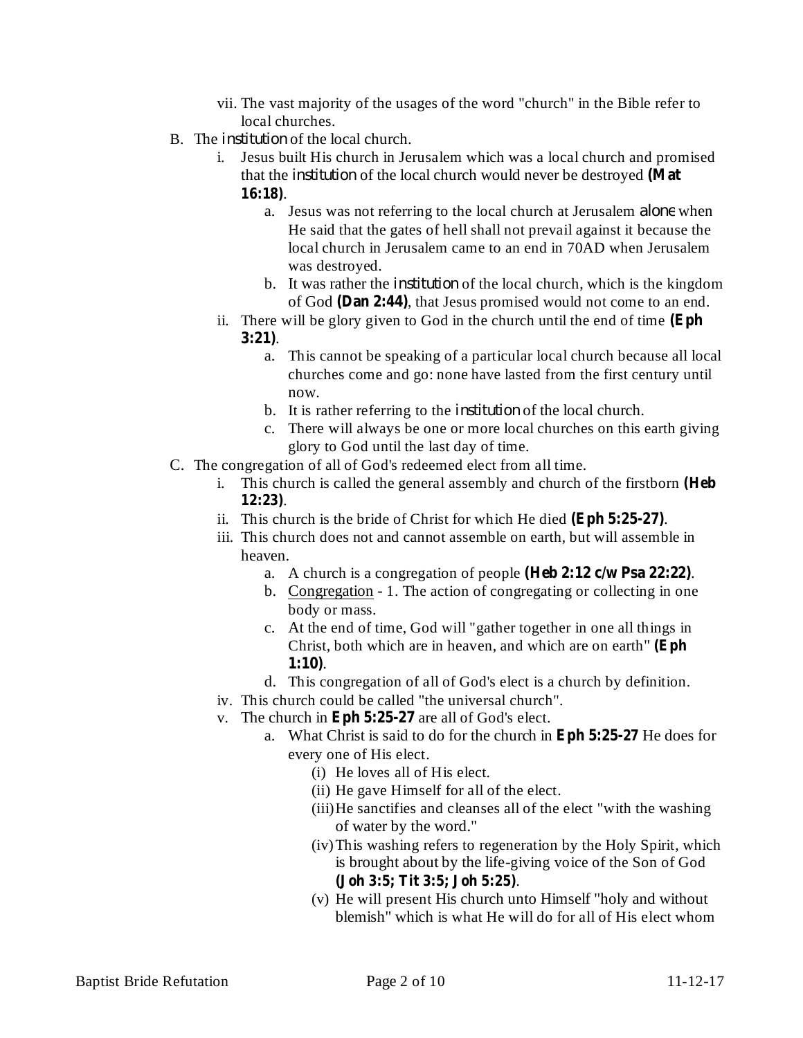vii. The vast majority of the usages of the word "church" in the Bible refer to local churches.

B. The *institution* of the local church.

i. Jesus built His church in Jerusalem which was a local church and promised that the *institution* of the local church would never be destroyed **(Mat 16:18)**.

a. Jesus was not referring to the local church at Jerusalem *alone* when He said that the gates of hell shall not prevail against it because the local church in Jerusalem came to an end in 70AD when Jerusalem was destroyed.

b. It was rather the *institution* of the local church, which is the kingdom of God **(Dan 2:44)**, that Jesus promised would not come to an end.

ii. There will be glory given to God in the church until the end of time **(Eph 3:21)**.

a. This cannot be speaking of a particular local church because all local churches come and go: none have lasted from the first century until now.

b. It is rather referring to the *institution* of the local church.

c. There will always be one or more local churches on this earth giving glory to God until the last day of time.

C. The congregation of all of God's redeemed elect from all time.

i. This church is called the general assembly and church of the firstborn **(Heb 12:23)**.

ii. This church is the bride of Christ for which He died **(Eph 5:25-27)**.

iii. This church does not and cannot assemble on earth, but will assemble in heaven.

a. A church is a congregation of people **(Heb 2:12 c/w Psa 22:22)**.

b. <u>Congregation</u> - 1. The action of congregating or collecting in one body or mass.

c. At the end of time, God will "gather together in one all things in Christ, both which are in heaven, and which are on earth" **(Eph 1:10)**.

d. This congregation of all of God's elect is a church by definition.

iv. This church could be called "the universal church".

v. The church in **Eph 5:25-27** are all of God's elect.

a. What Christ is said to do for the church in **Eph 5:25-27** He does for every one of His elect.

(i) He loves all of His elect.

(ii) He gave Himself for all of the elect.

(iii) He sanctifies and cleanses all of the elect "with the washing of water by the word."

(iv) This washing refers to regeneration by the Holy Spirit, which is brought about by the life-giving voice of the Son of God **(Joh 3:5; Tit 3:5; Joh 5:25)**.

(v) He will present His church unto Himself "holy and without blemish" which is what He will do for all of His elect whom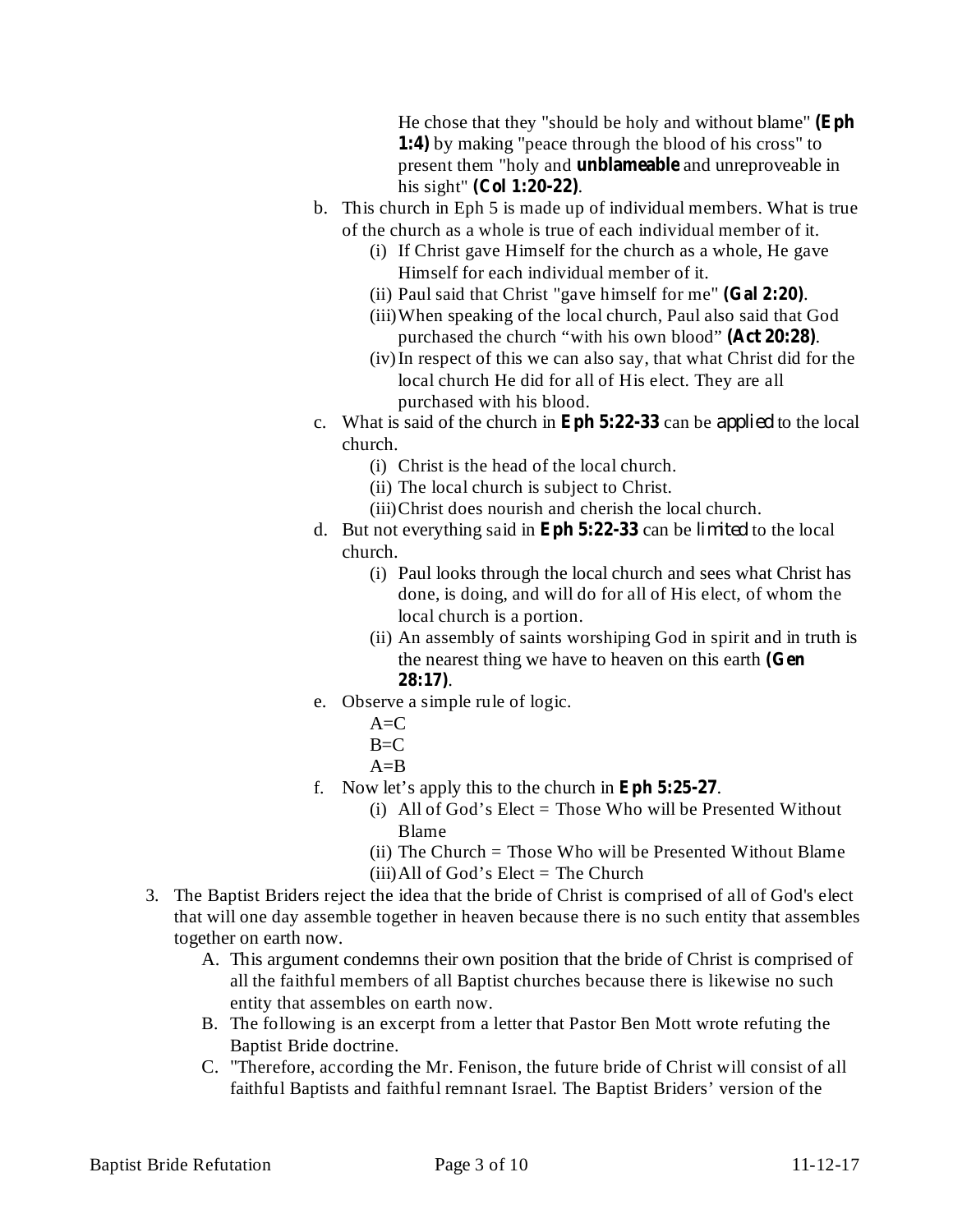He chose that they "should be holy and without blame" **(Eph 1:4)** by making "peace through the blood of his cross" to present them "holy and **unblameable** and unreproveable in his sight" **(Col 1:20-22)**.

b. This church in Eph 5 is made up of individual members. What is true of the church as a whole is true of each individual member of it.
   - (i) If Christ gave Himself for the church as a whole, He gave Himself for each individual member of it.
   - (ii) Paul said that Christ "gave himself for me" **(Gal 2:20)**.
   - (iii) When speaking of the local church, Paul also said that God purchased the church "with his own blood" **(Act 20:28)**.
   - (iv) In respect of this we can also say, that what Christ did for the local church He did for all of His elect. They are all purchased with his blood.

c. What is said of the church in **Eph 5:22-33** can be *applied* to the local church.
   - (i) Christ is the head of the local church.
   - (ii) The local church is subject to Christ.
   - (iii) Christ does nourish and cherish the local church.

d. But not everything said in **Eph 5:22-33** can be *limited* to the local church.
   - (i) Paul looks through the local church and sees what Christ has done, is doing, and will do for all of His elect, of whom the local church is a portion.
   - (ii) An assembly of saints worshiping God in spirit and in truth is the nearest thing we have to heaven on this earth **(Gen 28:17)**.

e. Observe a simple rule of logic.

   A=C
   B=C
   A=B

f. Now let's apply this to the church in **Eph 5:25-27**.
   - (i) All of God's Elect = Those Who will be Presented Without Blame
   - (ii) The Church = Those Who will be Presented Without Blame
   - (iii) All of God's Elect = The Church

3. The Baptist Briders reject the idea that the bride of Christ is comprised of all of God's elect that will one day assemble together in heaven because there is no such entity that assembles together on earth now.
   - A. This argument condemns their own position that the bride of Christ is comprised of all the faithful members of all Baptist churches because there is likewise no such entity that assembles on earth now.
   - B. The following is an excerpt from a letter that Pastor Ben Mott wrote refuting the Baptist Bride doctrine.
   - C. "Therefore, according the Mr. Fenison, the future bride of Christ will consist of all faithful Baptists and faithful remnant Israel. The Baptist Briders' version of the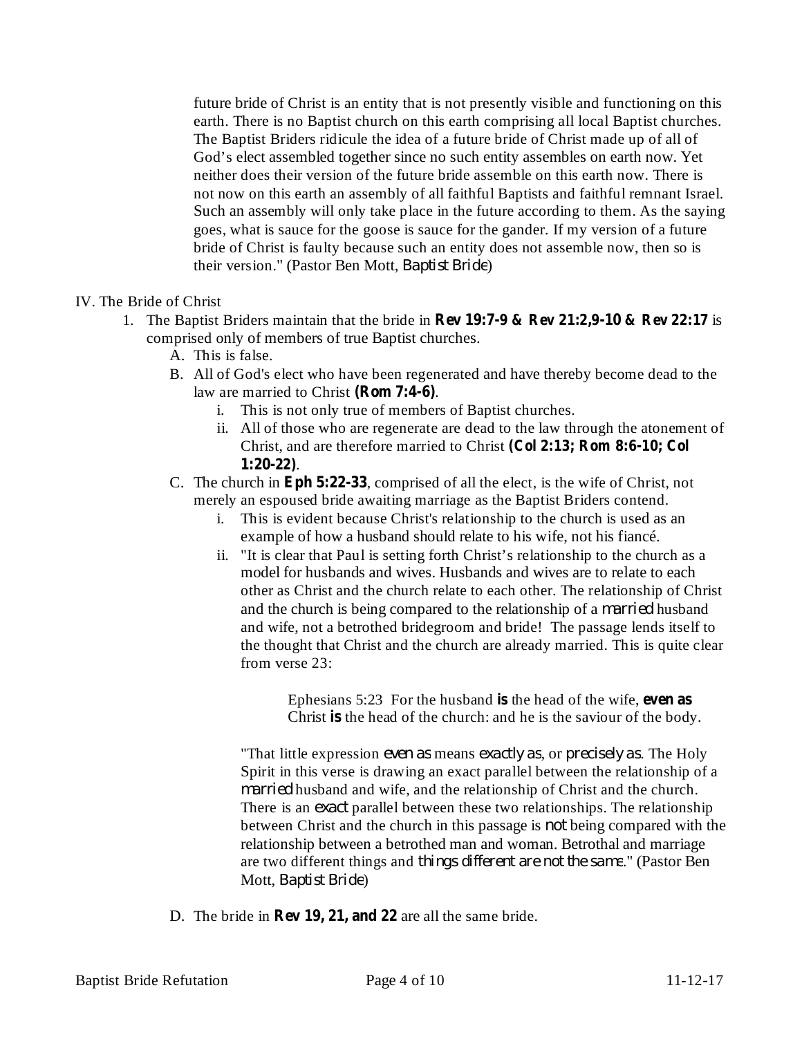future bride of Christ is an entity that is not presently visible and functioning on this earth. There is no Baptist church on this earth comprising all local Baptist churches. The Baptist Briders ridicule the idea of a future bride of Christ made up of all of God's elect assembled together since no such entity assembles on earth now. Yet neither does their version of the future bride assemble on this earth now. There is not now on this earth an assembly of all faithful Baptists and faithful remnant Israel. Such an assembly will only take place in the future according to them. As the saying goes, what is sauce for the goose is sauce for the gander. If my version of a future bride of Christ is faulty because such an entity does not assemble now, then so is their version." (Pastor Ben Mott, *Baptist Bride*)

IV. The Bride of Christ

1. The Baptist Briders maintain that the bride in **Rev 19:7-9 & Rev 21:2,9-10 & Rev 22:17** is comprised only of members of true Baptist churches.
   A. This is false.
   B. All of God's elect who have been regenerated and have thereby become dead to the law are married to Christ **(Rom 7:4-6)**.
      i. This is not only true of members of Baptist churches.
      ii. All of those who are regenerate are dead to the law through the atonement of Christ, and are therefore married to Christ **(Col 2:13; Rom 8:6-10; Col 1:20-22)**.
   C. The church in **Eph 5:22-33**, comprised of all the elect, is the wife of Christ, not merely an espoused bride awaiting marriage as the Baptist Briders contend.
      i. This is evident because Christ's relationship to the church is used as an example of how a husband should relate to his wife, not his fiancé.
      ii. "It is clear that Paul is setting forth Christ's relationship to the church as a model for husbands and wives. Husbands and wives are to relate to each other as Christ and the church relate to each other. The relationship of Christ and the church is being compared to the relationship of a *married* husband and wife, not a betrothed bridegroom and bride! The passage lends itself to the thought that Christ and the church are already married. This is quite clear from verse 23:

      > Ephesians 5:23 For the husband **is** the head of the wife, ***even as*** Christ **is** the head of the church: and he is the saviour of the body.

      "That little expression *even as* means *exactly as*, or *precisely as*. The Holy Spirit in this verse is drawing an exact parallel between the relationship of a *married* husband and wife, and the relationship of Christ and the church. There is an *exact* parallel between these two relationships. The relationship between Christ and the church in this passage is *not* being compared with the relationship between a betrothed man and woman. Betrothal and marriage are two different things and *things different are not the same*." (Pastor Ben Mott, *Baptist Bride*)

   D. The bride in **Rev 19, 21, and 22** are all the same bride.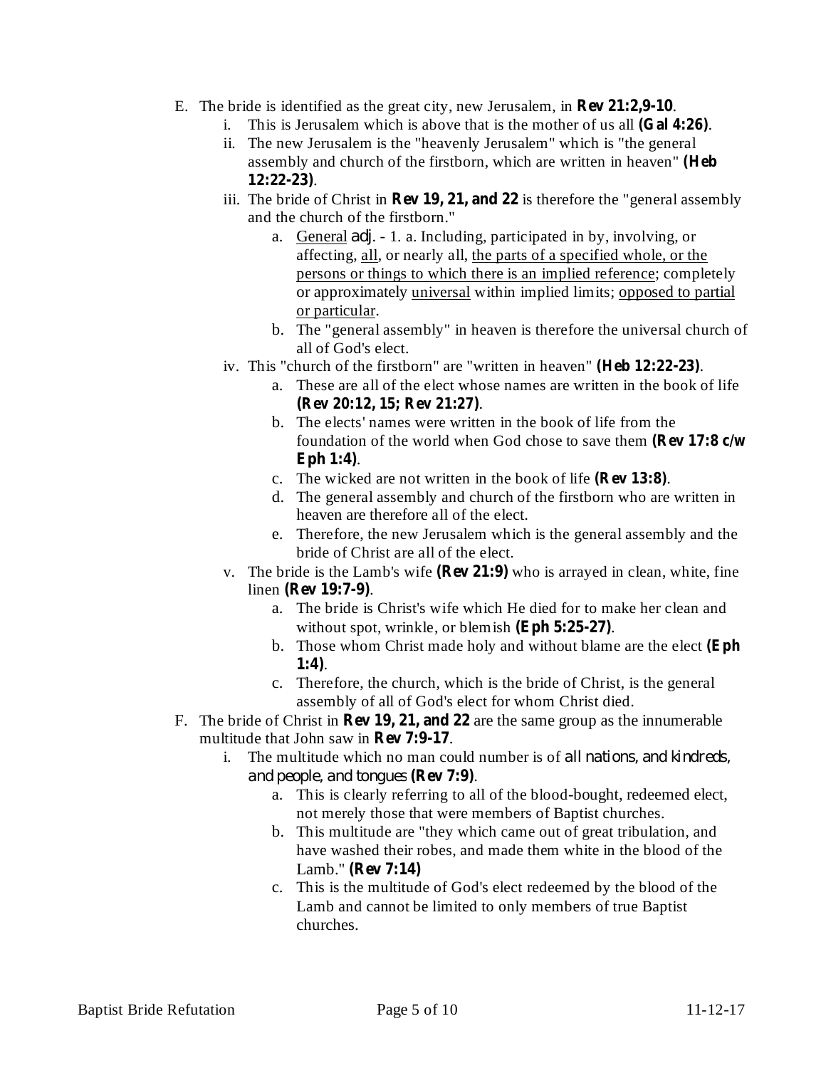E. The bride is identified as the great city, new Jerusalem, in **Rev 21:2,9-10**.
   i. This is Jerusalem which is above that is the mother of us all **(Gal 4:26)**.
   ii. The new Jerusalem is the "heavenly Jerusalem" which is "the general assembly and church of the firstborn, which are written in heaven" **(Heb 12:22-23)**.
   iii. The bride of Christ in **Rev 19, 21, and 22** is therefore the "general assembly and the church of the firstborn."
      a. General adj. - 1. a. Including, participated in by, involving, or affecting, all, or nearly all, the parts of a specified whole, or the persons or things to which there is an implied reference; completely or approximately universal within implied limits; opposed to partial or particular.
      b. The "general assembly" in heaven is therefore the universal church of all of God's elect.
   iv. This "church of the firstborn" are "written in heaven" **(Heb 12:22-23)**.
      a. These are all of the elect whose names are written in the book of life **(Rev 20:12, 15; Rev 21:27)**.
      b. The elects' names were written in the book of life from the foundation of the world when God chose to save them **(Rev 17:8 c/w Eph 1:4)**.
      c. The wicked are not written in the book of life **(Rev 13:8)**.
      d. The general assembly and church of the firstborn who are written in heaven are therefore all of the elect.
      e. Therefore, the new Jerusalem which is the general assembly and the bride of Christ are all of the elect.
   v. The bride is the Lamb's wife **(Rev 21:9)** who is arrayed in clean, white, fine linen **(Rev 19:7-9)**.
      a. The bride is Christ's wife which He died for to make her clean and without spot, wrinkle, or blemish **(Eph 5:25-27)**.
      b. Those whom Christ made holy and without blame are the elect **(Eph 1:4)**.
      c. Therefore, the church, which is the bride of Christ, is the general assembly of all of God's elect for whom Christ died.

F. The bride of Christ in **Rev 19, 21, and 22** are the same group as the innumerable multitude that John saw in **Rev 7:9-17**.
   i. The multitude which no man could number is of all nations, and kindreds, and people, and tongues **(Rev 7:9)**.
      a. This is clearly referring to all of the blood-bought, redeemed elect, not merely those that were members of Baptist churches.
      b. This multitude are "they which came out of great tribulation, and have washed their robes, and made them white in the blood of the Lamb." **(Rev 7:14)**
      c. This is the multitude of God's elect redeemed by the blood of the Lamb and cannot be limited to only members of true Baptist churches.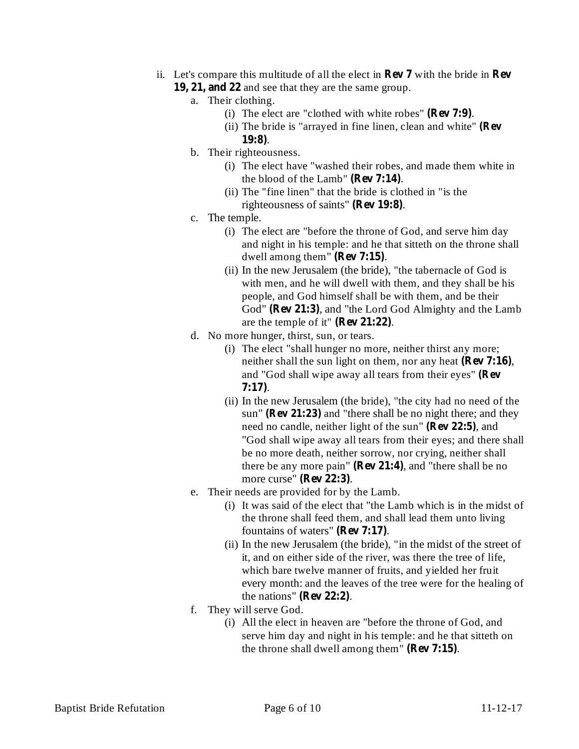ii. Let's compare this multitude of all the elect in **Rev 7** with the bride in **Rev 19, 21, and 22** and see that they are the same group.

   a. Their clothing.
      - (i) The elect are "clothed with white robes" **(Rev 7:9)**.
      - (ii) The bride is "arrayed in fine linen, clean and white" **(Rev 19:8)**.

   b. Their righteousness.
      - (i) The elect have "washed their robes, and made them white in the blood of the Lamb" **(Rev 7:14)**.
      - (ii) The "fine linen" that the bride is clothed in "is the righteousness of saints" **(Rev 19:8)**.

   c. The temple.
      - (i) The elect are "before the throne of God, and serve him day and night in his temple: and he that sitteth on the throne shall dwell among them" **(Rev 7:15)**.
      - (ii) In the new Jerusalem (the bride), "the tabernacle of God is with men, and he will dwell with them, and they shall be his people, and God himself shall be with them, and be their God" **(Rev 21:3)**, and "the Lord God Almighty and the Lamb are the temple of it" **(Rev 21:22)**.

   d. No more hunger, thirst, sun, or tears.
      - (i) The elect "shall hunger no more, neither thirst any more; neither shall the sun light on them, nor any heat **(Rev 7:16)**, and "God shall wipe away all tears from their eyes" **(Rev 7:17)**.
      - (ii) In the new Jerusalem (the bride), "the city had no need of the sun" **(Rev 21:23)** and "there shall be no night there; and they need no candle, neither light of the sun" **(Rev 22:5)**, and "God shall wipe away all tears from their eyes; and there shall be no more death, neither sorrow, nor crying, neither shall there be any more pain" **(Rev 21:4)**, and "there shall be no more curse" **(Rev 22:3)**.

   e. Their needs are provided for by the Lamb.
      - (i) It was said of the elect that "the Lamb which is in the midst of the throne shall feed them, and shall lead them unto living fountains of waters" **(Rev 7:17)**.
      - (ii) In the new Jerusalem (the bride), "in the midst of the street of it, and on either side of the river, was there the tree of life, which bare twelve manner of fruits, and yielded her fruit every month: and the leaves of the tree were for the healing of the nations" **(Rev 22:2)**.

   f. They will serve God.
      - (i) All the elect in heaven are "before the throne of God, and serve him day and night in his temple: and he that sitteth on the throne shall dwell among them" **(Rev 7:15)**.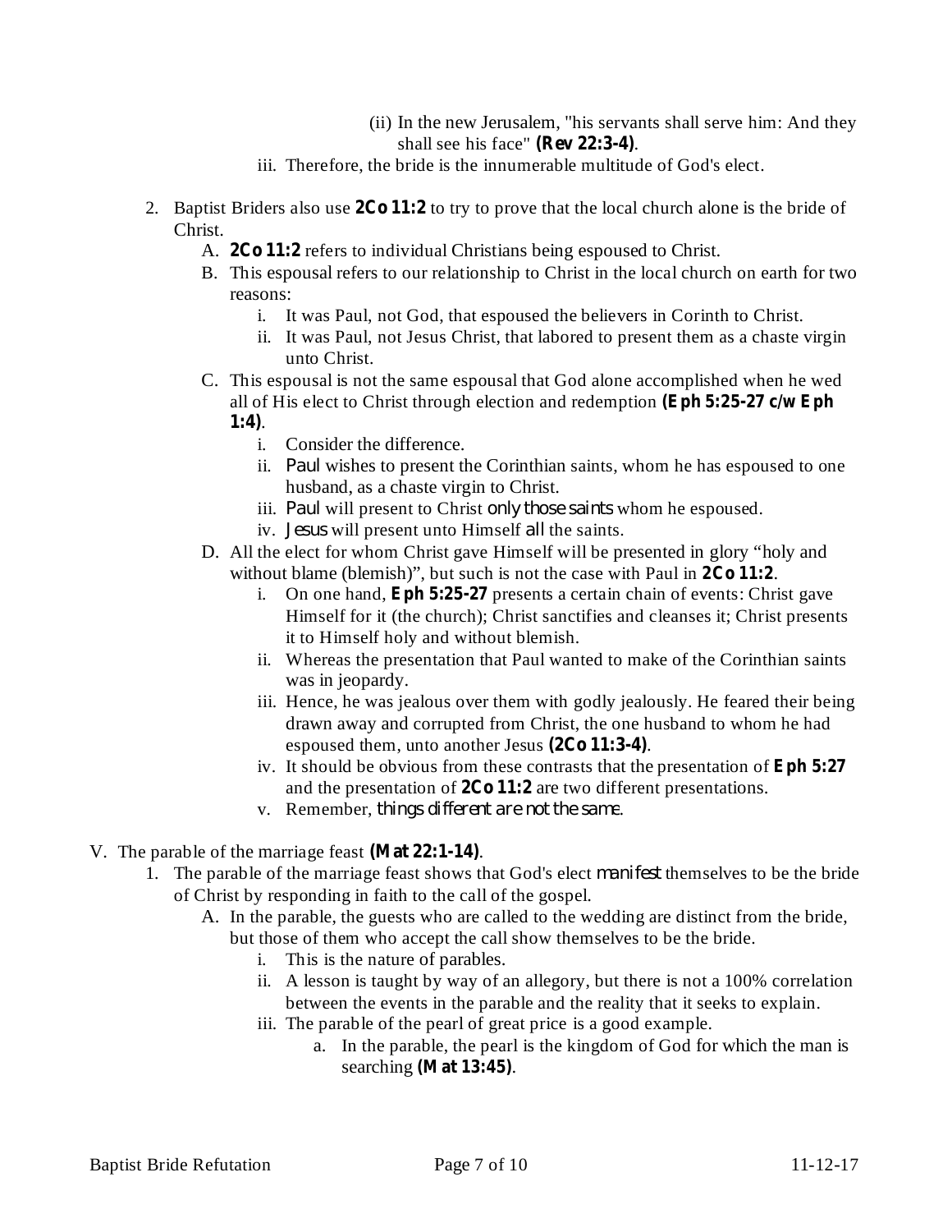(ii) In the new Jerusalem, "his servants shall serve him: And they shall see his face" **(Rev 22:3-4)**.

iii. Therefore, the bride is the innumerable multitude of God's elect.

2. Baptist Briders also use **2Co 11:2** to try to prove that the local church alone is the bride of Christ.
   - A. **2Co 11:2** refers to individual Christians being espoused to Christ.
   - B. This espousal refers to our relationship to Christ in the local church on earth for two reasons:
     - i. It was Paul, not God, that espoused the believers in Corinth to Christ.
     - ii. It was Paul, not Jesus Christ, that labored to present them as a chaste virgin unto Christ.
   - C. This espousal is not the same espousal that God alone accomplished when he wed all of His elect to Christ through election and redemption **(Eph 5:25-27 c/w Eph 1:4)**.
     - i. Consider the difference.
     - ii. *Paul* wishes to present the Corinthian saints, whom he has espoused to one husband, as a chaste virgin to Christ.
     - iii. *Paul* will present to Christ *only those saints* whom he espoused.
     - iv. *Jesus* will present unto Himself *all* the saints.
   - D. All the elect for whom Christ gave Himself will be presented in glory "holy and without blame (blemish)", but such is not the case with Paul in **2Co 11:2**.
     - i. On one hand, **Eph 5:25-27** presents a certain chain of events: Christ gave Himself for it (the church); Christ sanctifies and cleanses it; Christ presents it to Himself holy and without blemish.
     - ii. Whereas the presentation that Paul wanted to make of the Corinthian saints was in jeopardy.
     - iii. Hence, he was jealous over them with godly jealously. He feared their being drawn away and corrupted from Christ, the one husband to whom he had espoused them, unto another Jesus **(2Co 11:3-4)**.
     - iv. It should be obvious from these contrasts that the presentation of **Eph 5:27** and the presentation of **2Co 11:2** are two different presentations.
     - v. Remember, *things different are not the same*.

V. The parable of the marriage feast **(Mat 22:1-14)**.

1. The parable of the marriage feast shows that God's elect *manifest* themselves to be the bride of Christ by responding in faith to the call of the gospel.
   - A. In the parable, the guests who are called to the wedding are distinct from the bride, but those of them who accept the call show themselves to be the bride.
     - i. This is the nature of parables.
     - ii. A lesson is taught by way of an allegory, but there is not a 100% correlation between the events in the parable and the reality that it seeks to explain.
     - iii. The parable of the pearl of great price is a good example.
       - a. In the parable, the pearl is the kingdom of God for which the man is searching **(Mat 13:45)**.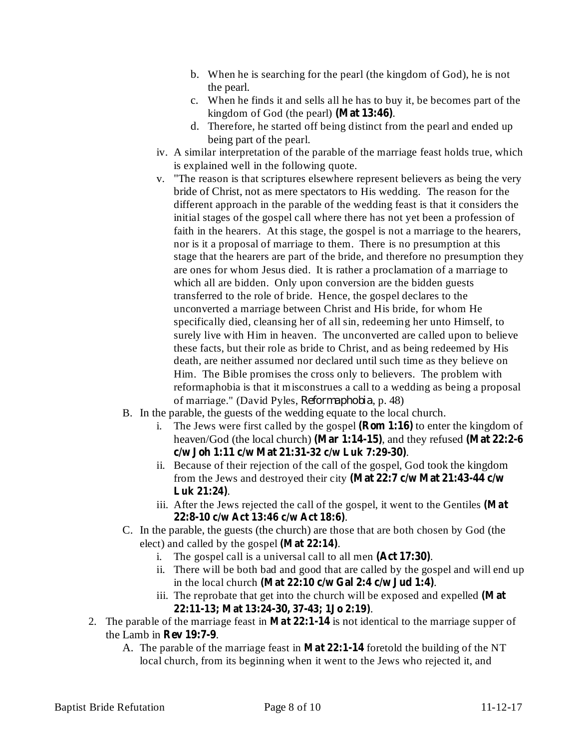b. When he is searching for the pearl (the kingdom of God), he is not the pearl.
c. When he finds it and sells all he has to buy it, be becomes part of the kingdom of God (the pearl) **(Mat 13:46)**.
d. Therefore, he started off being distinct from the pearl and ended up being part of the pearl.

iv. A similar interpretation of the parable of the marriage feast holds true, which is explained well in the following quote.

v. "The reason is that scriptures elsewhere represent believers as being the very bride of Christ, not as mere spectators to His wedding. The reason for the different approach in the parable of the wedding feast is that it considers the initial stages of the gospel call where there has not yet been a profession of faith in the hearers. At this stage, the gospel is not a marriage to the hearers, nor is it a proposal of marriage to them. There is no presumption at this stage that the hearers are part of the bride, and therefore no presumption they are ones for whom Jesus died. It is rather a proclamation of a marriage to which all are bidden. Only upon conversion are the bidden guests transferred to the role of bride. Hence, the gospel declares to the unconverted a marriage between Christ and His bride, for whom He specifically died, cleansing her of all sin, redeeming her unto Himself, to surely live with Him in heaven. The unconverted are called upon to believe these facts, but their role as bride to Christ, and as being redeemed by His death, are neither assumed nor declared until such time as they believe on Him. The Bible promises the cross only to believers. The problem with reformaphobia is that it misconstrues a call to a wedding as being a proposal of marriage." (David Pyles, *Reformaphobia*, p. 48)

B. In the parable, the guests of the wedding equate to the local church.
   i. The Jews were first called by the gospel **(Rom 1:16)** to enter the kingdom of heaven/God (the local church) **(Mar 1:14-15)**, and they refused **(Mat 22:2-6 c/w Joh 1:11 c/w Mat 21:31-32 c/w Luk 7:29-30)**.
   ii. Because of their rejection of the call of the gospel, God took the kingdom from the Jews and destroyed their city **(Mat 22:7 c/w Mat 21:43-44 c/w Luk 21:24)**.
   iii. After the Jews rejected the call of the gospel, it went to the Gentiles **(Mat 22:8-10 c/w Act 13:46 c/w Act 18:6)**.

C. In the parable, the guests (the church) are those that are both chosen by God (the elect) and called by the gospel **(Mat 22:14)**.
   i. The gospel call is a universal call to all men **(Act 17:30)**.
   ii. There will be both bad and good that are called by the gospel and will end up in the local church **(Mat 22:10 c/w Gal 2:4 c/w Jud 1:4)**.
   iii. The reprobate that get into the church will be exposed and expelled **(Mat 22:11-13; Mat 13:24-30, 37-43; 1Jo 2:19)**.

2. The parable of the marriage feast in **Mat 22:1-14** is not identical to the marriage supper of the Lamb in **Rev 19:7-9**.
   A. The parable of the marriage feast in **Mat 22:1-14** foretold the building of the NT local church, from its beginning when it went to the Jews who rejected it, and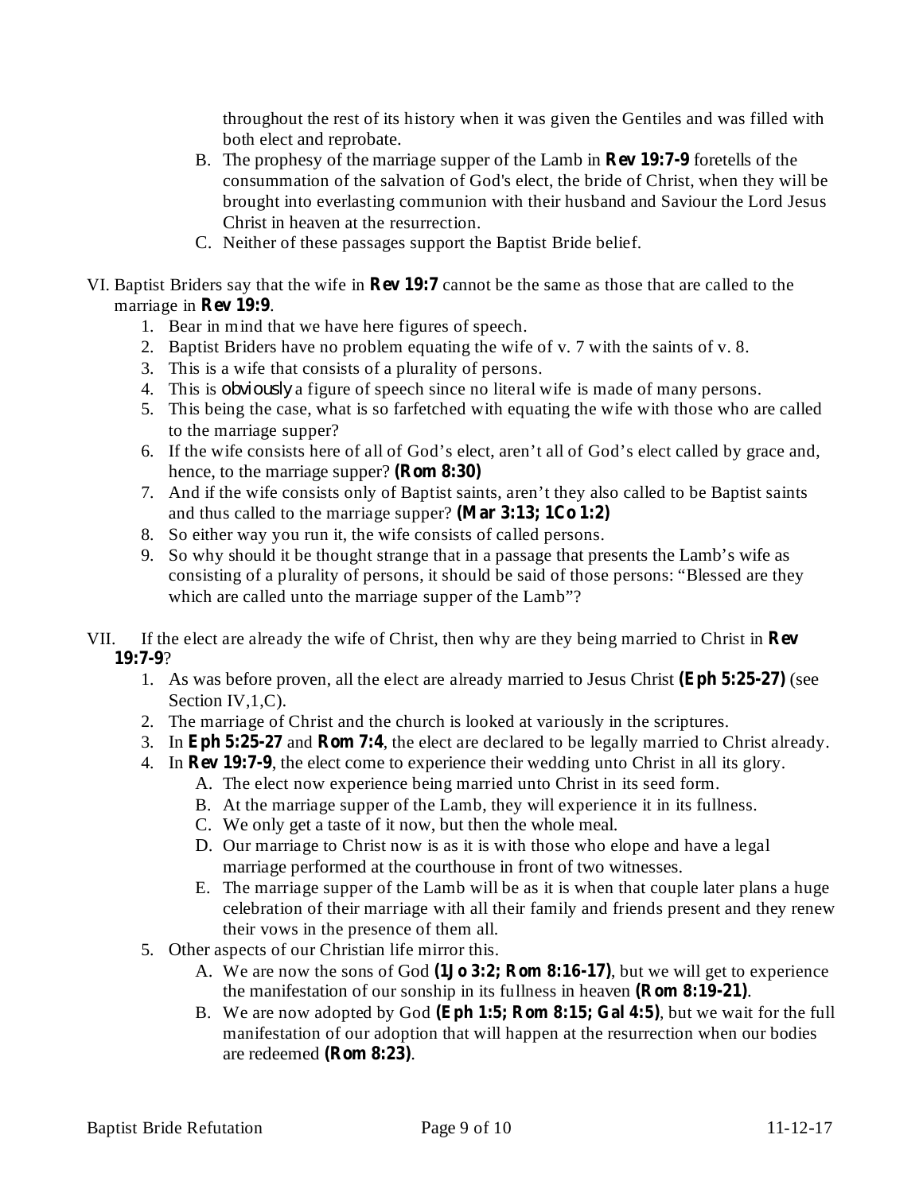throughout the rest of its history when it was given the Gentiles and was filled with both elect and reprobate.

B. The prophesy of the marriage supper of the Lamb in **Rev 19:7-9** foretells of the consummation of the salvation of God's elect, the bride of Christ, when they will be brought into everlasting communion with their husband and Saviour the Lord Jesus Christ in heaven at the resurrection.

C. Neither of these passages support the Baptist Bride belief.

VI. Baptist Briders say that the wife in **Rev 19:7** cannot be the same as those that are called to the marriage in **Rev 19:9**.

1. Bear in mind that we have here figures of speech.
2. Baptist Briders have no problem equating the wife of v. 7 with the saints of v. 8.
3. This is a wife that consists of a plurality of persons.
4. This is *obviously* a figure of speech since no literal wife is made of many persons.
5. This being the case, what is so farfetched with equating the wife with those who are called to the marriage supper?
6. If the wife consists here of all of God's elect, aren't all of God's elect called by grace and, hence, to the marriage supper? **(Rom 8:30)**
7. And if the wife consists only of Baptist saints, aren't they also called to be Baptist saints and thus called to the marriage supper? **(Mar 3:13; 1Co 1:2)**
8. So either way you run it, the wife consists of called persons.
9. So why should it be thought strange that in a passage that presents the Lamb's wife as consisting of a plurality of persons, it should be said of those persons: "Blessed are they which are called unto the marriage supper of the Lamb"?

VII. If the elect are already the wife of Christ, then why are they being married to Christ in **Rev 19:7-9**?

1. As was before proven, all the elect are already married to Jesus Christ **(Eph 5:25-27)** (see Section IV,1,C).
2. The marriage of Christ and the church is looked at variously in the scriptures.
3. In **Eph 5:25-27** and **Rom 7:4**, the elect are declared to be legally married to Christ already.
4. In **Rev 19:7-9**, the elect come to experience their wedding unto Christ in all its glory.
   A. The elect now experience being married unto Christ in its seed form.
   B. At the marriage supper of the Lamb, they will experience it in its fullness.
   C. We only get a taste of it now, but then the whole meal.
   D. Our marriage to Christ now is as it is with those who elope and have a legal marriage performed at the courthouse in front of two witnesses.
   E. The marriage supper of the Lamb will be as it is when that couple later plans a huge celebration of their marriage with all their family and friends present and they renew their vows in the presence of them all.
5. Other aspects of our Christian life mirror this.
   A. We are now the sons of God **(1Jo 3:2; Rom 8:16-17)**, but we will get to experience the manifestation of our sonship in its fullness in heaven **(Rom 8:19-21)**.
   B. We are now adopted by God **(Eph 1:5; Rom 8:15; Gal 4:5)**, but we wait for the full manifestation of our adoption that will happen at the resurrection when our bodies are redeemed **(Rom 8:23)**.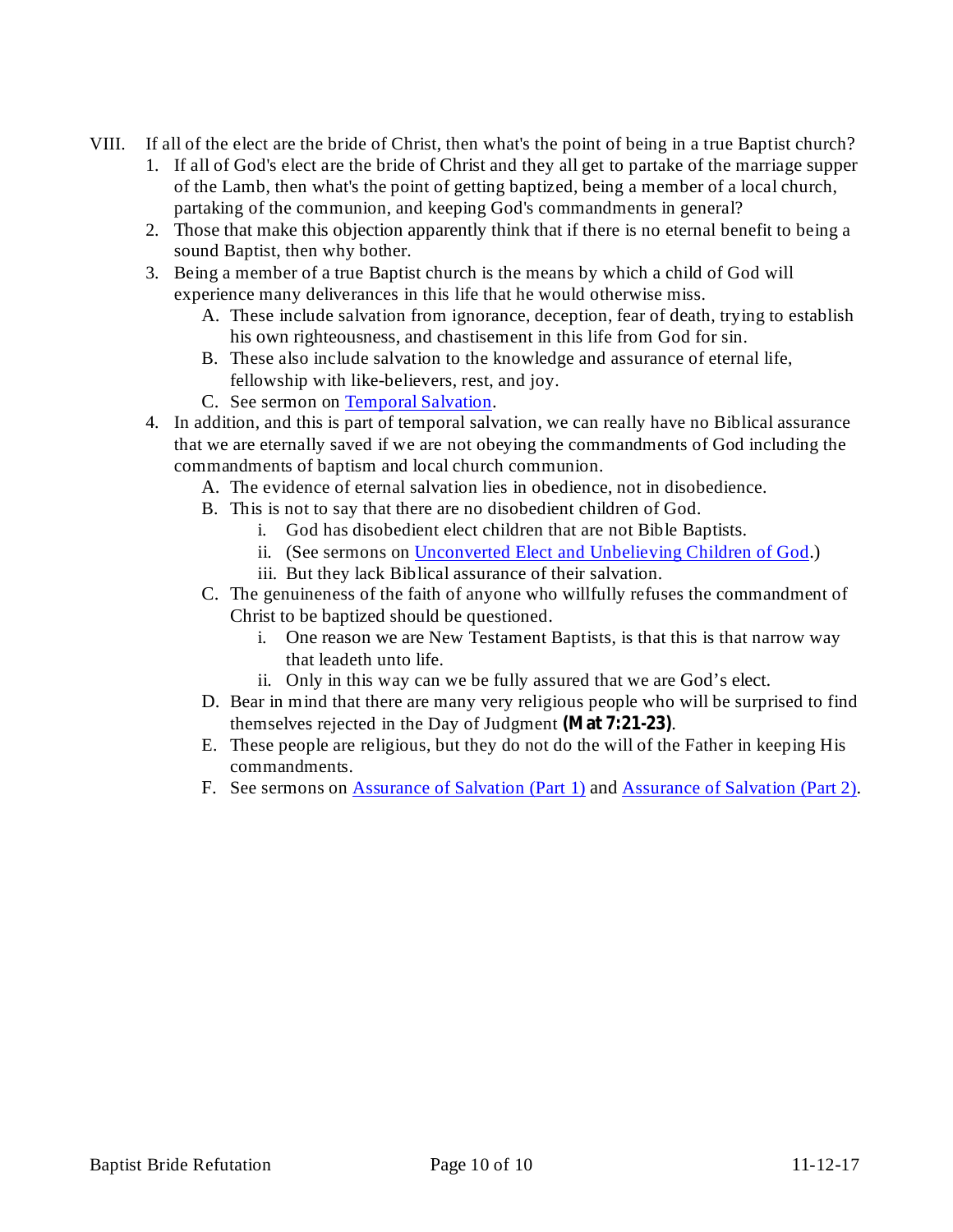VIII. If all of the elect are the bride of Christ, then what's the point of being in a true Baptist church?

1. If all of God's elect are the bride of Christ and they all get to partake of the marriage supper of the Lamb, then what's the point of getting baptized, being a member of a local church, partaking of the communion, and keeping God's commandments in general?
2. Those that make this objection apparently think that if there is no eternal benefit to being a sound Baptist, then why bother.
3. Being a member of a true Baptist church is the means by which a child of God will experience many deliverances in this life that he would otherwise miss.
    - A. These include salvation from ignorance, deception, fear of death, trying to establish his own righteousness, and chastisement in this life from God for sin.
    - B. These also include salvation to the knowledge and assurance of eternal life, fellowship with like-believers, rest, and joy.
    - C. See sermon on Temporal Salvation.
4. In addition, and this is part of temporal salvation, we can really have no Biblical assurance that we are eternally saved if we are not obeying the commandments of God including the commandments of baptism and local church communion.
    - A. The evidence of eternal salvation lies in obedience, not in disobedience.
    - B. This is not to say that there are no disobedient children of God.
        - i. God has disobedient elect children that are not Bible Baptists.
        - ii. (See sermons on Unconverted Elect and Unbelieving Children of God.)
        - iii. But they lack Biblical assurance of their salvation.
    - C. The genuineness of the faith of anyone who willfully refuses the commandment of Christ to be baptized should be questioned.
        - i. One reason we are New Testament Baptists, is that this is that narrow way that leadeth unto life.
        - ii. Only in this way can we be fully assured that we are God's elect.
    - D. Bear in mind that there are many very religious people who will be surprised to find themselves rejected in the Day of Judgment **(Mat 7:21-23)**.
    - E. These people are religious, but they do not do the will of the Father in keeping His commandments.
    - F. See sermons on Assurance of Salvation (Part 1) and Assurance of Salvation (Part 2).